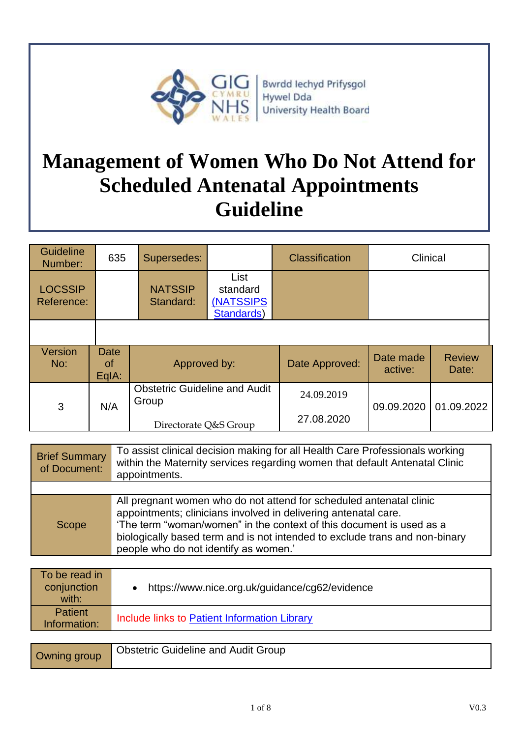Bwrdd Iechyd Prifysgol Hywel Dda University Health Board

# Management of Women Who Do Not Attend for Scheduled Antenatal Appointments Guideline

| Guideline Number: | 635 | Supersedes: | | Classification | Clinical |
|---|---|---|---|---|---|
| LOCSSIP Reference: | | NATSSIP Standard: | List standard (NATSSIPS Standards) | | |

| Version No: | Date of EqIA: | Approved by: | Date Approved: | Date made active: | Review Date: |
|---|---|---|---|---|---|
| 3 | N/A | Obstetric Guideline and Audit Group | 24.09.2019 | 09.09.2020 | 01.09.2022 |
| | | Directorate Q&S Group | 27.08.2020 | | |

| Brief Summary of Document: | To assist clinical decision making for all Health Care Professionals working within the Maternity services regarding women that default Antenatal Clinic appointments. |
|---|---|
| Scope | All pregnant women who do not attend for scheduled antenatal clinic appointments; clinicians involved in delivering antenatal care. 'The term "woman/women" in the context of this document is used as a biologically based term and is not intended to exclude trans and non-binary people who do not identify as women.' |

| To be read in conjunction with: | • https://www.nice.org.uk/guidance/cg62/evidence |
|---|---|
| Patient Information: | Include links to Patient Information Library |

| Owning group | Obstetric Guideline and Audit Group |
|---|---|

V0.3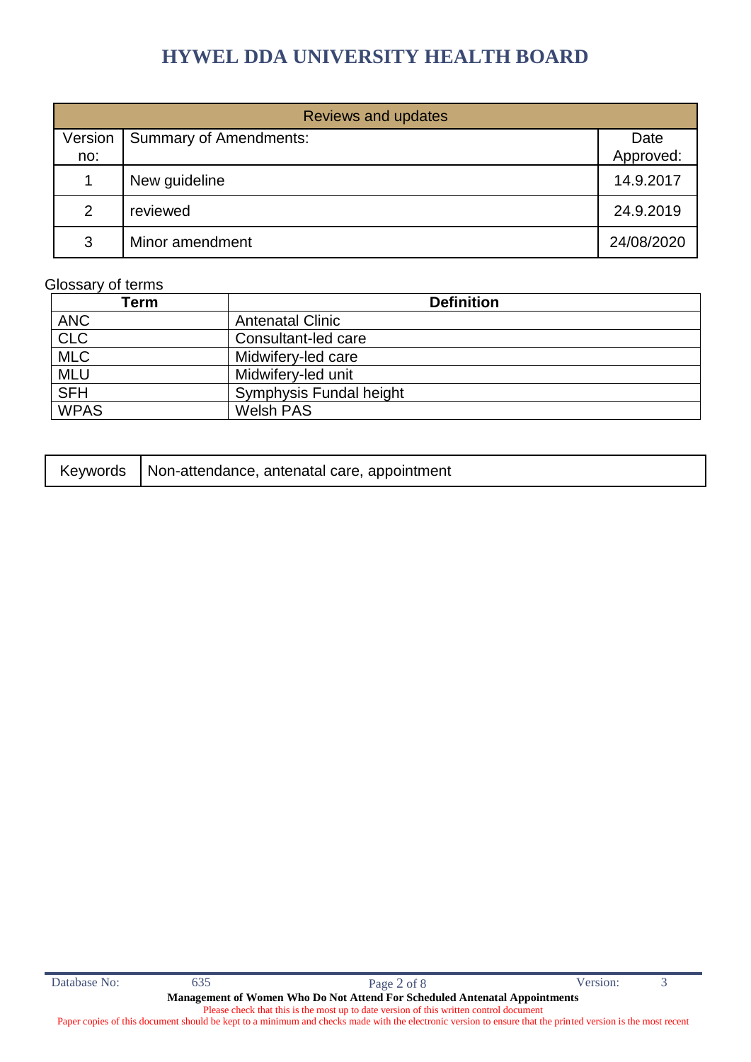| Reviews and updates | | |
|---|---|---|
| Version no: | Summary of Amendments: | Date Approved: |
| 1 | New guideline | 14.9.2017 |
| 2 | reviewed | 24.9.2019 |
| 3 | Minor amendment | 24/08/2020 |

Glossary of terms

| Term | Definition |
|---|---|
| ANC | Antenatal Clinic |
| CLC | Consultant-led care |
| MLC | Midwifery-led care |
| MLU | Midwifery-led unit |
| SFH | Symphysis Fundal height |
| WPAS | Welsh PAS |

| Keywords | Non-attendance, antenatal care, appointment |
|---|---|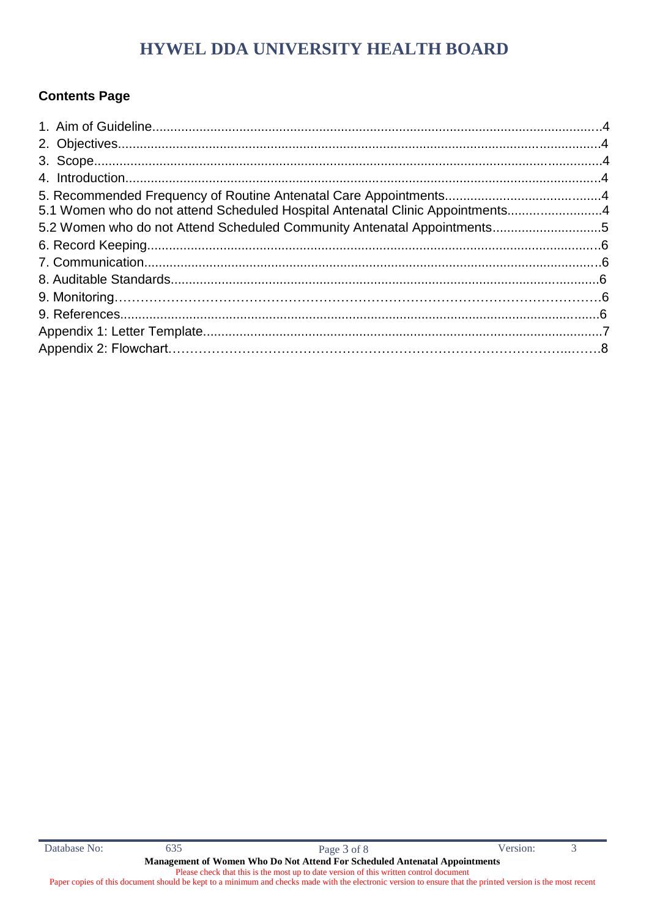# HYWEL DDA UNIVERSITY HEALTH BOARD

**Contents Page**

1. Aim of Guideline....................................................................................................................4
2. Objectives.............................................................................................................................4
3. Scope....................................................................................................................................4
4. Introduction...........................................................................................................................4

5. Recommended Frequency of Routine Antenatal Care Appointments..........................................4
5.1 Women who do not attend Scheduled Hospital Antenatal Clinic Appointments.........................4
5.2 Women who do not Attend Scheduled Community Antenatal Appointments.............................5
6. Record Keeping......................................................................................................................6
7. Communication.......................................................................................................................6
8. Auditable Standards................................................................................................................6
9. Monitoring……………………………………………………………………………………………6
9. References.............................................................................................................................6
Appendix 1: Letter Template.......................................................................................................7
Appendix 2: Flowchart……………………………………………………………………………..…….8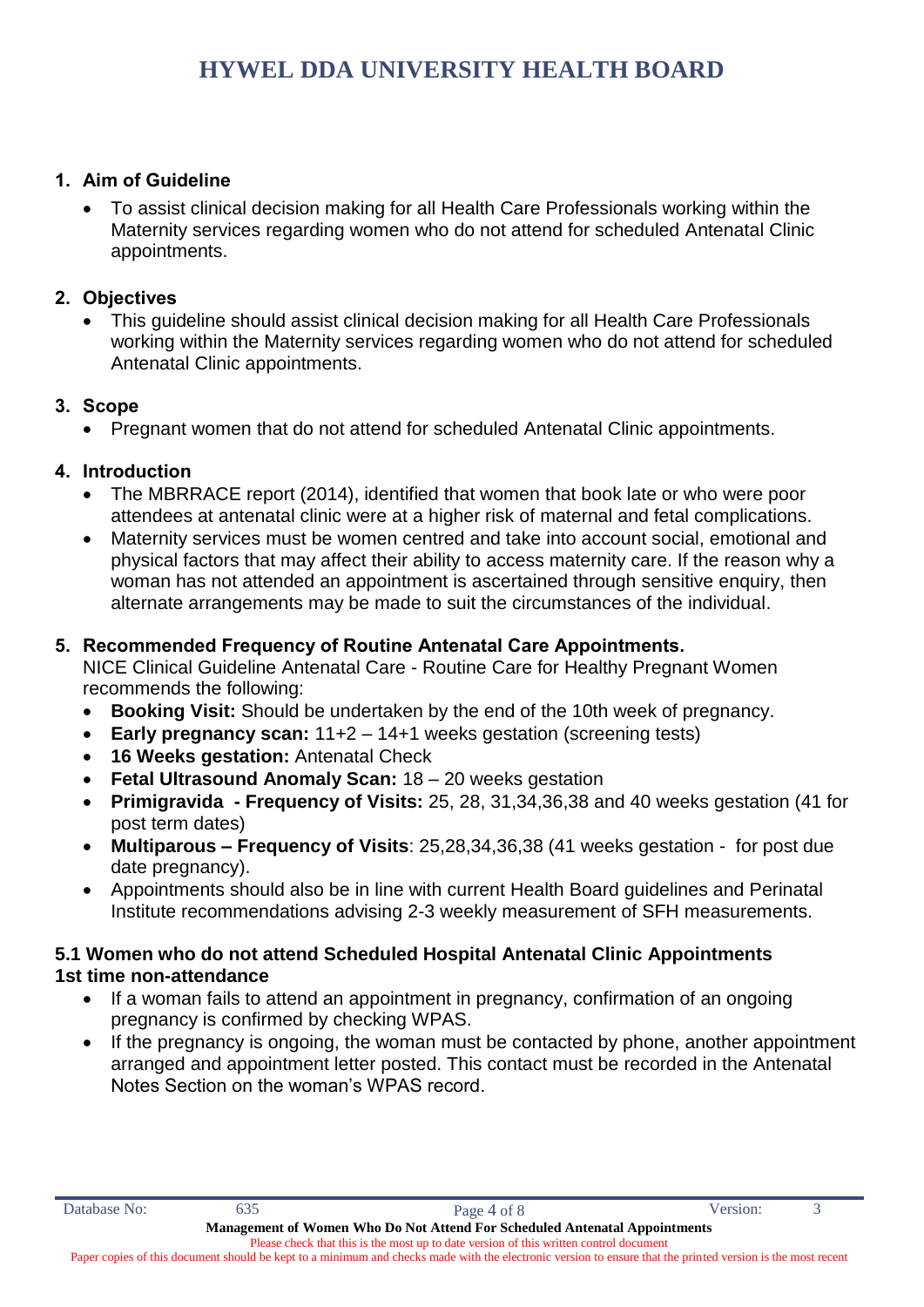## 1. Aim of Guideline

- To assist clinical decision making for all Health Care Professionals working within the Maternity services regarding women who do not attend for scheduled Antenatal Clinic appointments.

## 2. Objectives

- This guideline should assist clinical decision making for all Health Care Professionals working within the Maternity services regarding women who do not attend for scheduled Antenatal Clinic appointments.

## 3. Scope

- Pregnant women that do not attend for scheduled Antenatal Clinic appointments.

## 4. Introduction

- The MBRRACE report (2014), identified that women that book late or who were poor attendees at antenatal clinic were at a higher risk of maternal and fetal complications.
- Maternity services must be women centred and take into account social, emotional and physical factors that may affect their ability to access maternity care. If the reason why a woman has not attended an appointment is ascertained through sensitive enquiry, then alternate arrangements may be made to suit the circumstances of the individual.

## 5. Recommended Frequency of Routine Antenatal Care Appointments.

NICE Clinical Guideline Antenatal Care - Routine Care for Healthy Pregnant Women recommends the following:

- **Booking Visit:** Should be undertaken by the end of the 10th week of pregnancy.
- **Early pregnancy scan:** 11+2 – 14+1 weeks gestation (screening tests)
- **16 Weeks gestation:** Antenatal Check
- **Fetal Ultrasound Anomaly Scan:** 18 – 20 weeks gestation
- **Primigravida - Frequency of Visits:** 25, 28, 31,34,36,38 and 40 weeks gestation (41 for post term dates)
- **Multiparous – Frequency of Visits**: 25,28,34,36,38 (41 weeks gestation - for post due date pregnancy).
- Appointments should also be in line with current Health Board guidelines and Perinatal Institute recommendations advising 2-3 weekly measurement of SFH measurements.

### 5.1 Women who do not attend Scheduled Hospital Antenatal Clinic Appointments 1st time non-attendance

- If a woman fails to attend an appointment in pregnancy, confirmation of an ongoing pregnancy is confirmed by checking WPAS.
- If the pregnancy is ongoing, the woman must be contacted by phone, another appointment arranged and appointment letter posted. This contact must be recorded in the Antenatal Notes Section on the woman's WPAS record.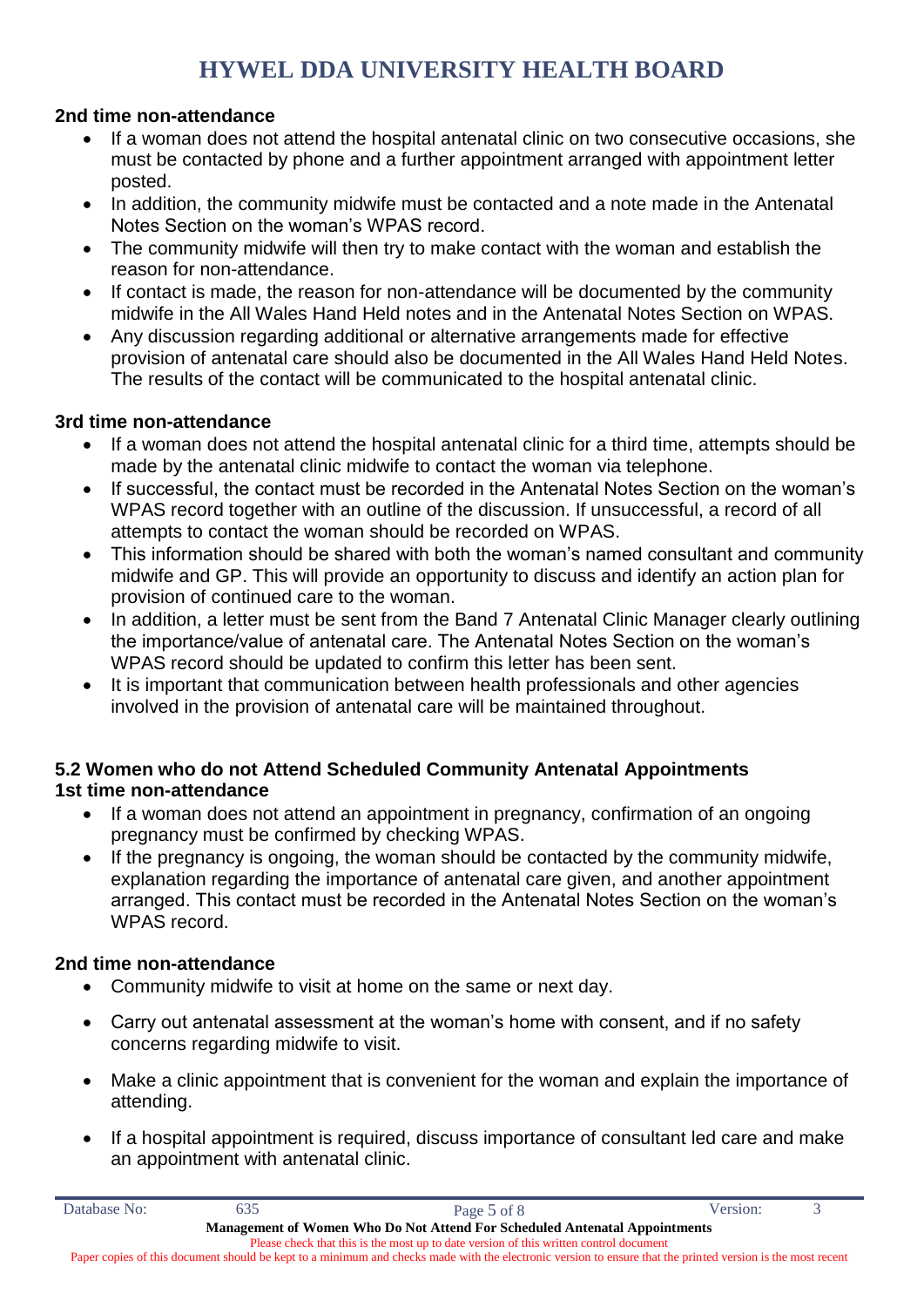**2nd time non-attendance**

- If a woman does not attend the hospital antenatal clinic on two consecutive occasions, she must be contacted by phone and a further appointment arranged with appointment letter posted.
- In addition, the community midwife must be contacted and a note made in the Antenatal Notes Section on the woman's WPAS record.
- The community midwife will then try to make contact with the woman and establish the reason for non-attendance.
- If contact is made, the reason for non-attendance will be documented by the community midwife in the All Wales Hand Held notes and in the Antenatal Notes Section on WPAS.
- Any discussion regarding additional or alternative arrangements made for effective provision of antenatal care should also be documented in the All Wales Hand Held Notes. The results of the contact will be communicated to the hospital antenatal clinic.

**3rd time non-attendance**

- If a woman does not attend the hospital antenatal clinic for a third time, attempts should be made by the antenatal clinic midwife to contact the woman via telephone.
- If successful, the contact must be recorded in the Antenatal Notes Section on the woman's WPAS record together with an outline of the discussion. If unsuccessful, a record of all attempts to contact the woman should be recorded on WPAS.
- This information should be shared with both the woman's named consultant and community midwife and GP. This will provide an opportunity to discuss and identify an action plan for provision of continued care to the woman.
- In addition, a letter must be sent from the Band 7 Antenatal Clinic Manager clearly outlining the importance/value of antenatal care. The Antenatal Notes Section on the woman's WPAS record should be updated to confirm this letter has been sent.
- It is important that communication between health professionals and other agencies involved in the provision of antenatal care will be maintained throughout.

### 5.2 Women who do not Attend Scheduled Community Antenatal Appointments

**1st time non-attendance**

- If a woman does not attend an appointment in pregnancy, confirmation of an ongoing pregnancy must be confirmed by checking WPAS.
- If the pregnancy is ongoing, the woman should be contacted by the community midwife, explanation regarding the importance of antenatal care given, and another appointment arranged. This contact must be recorded in the Antenatal Notes Section on the woman's WPAS record.

**2nd time non-attendance**

- Community midwife to visit at home on the same or next day.
- Carry out antenatal assessment at the woman's home with consent, and if no safety concerns regarding midwife to visit.
- Make a clinic appointment that is convenient for the woman and explain the importance of attending.
- If a hospital appointment is required, discuss importance of consultant led care and make an appointment with antenatal clinic.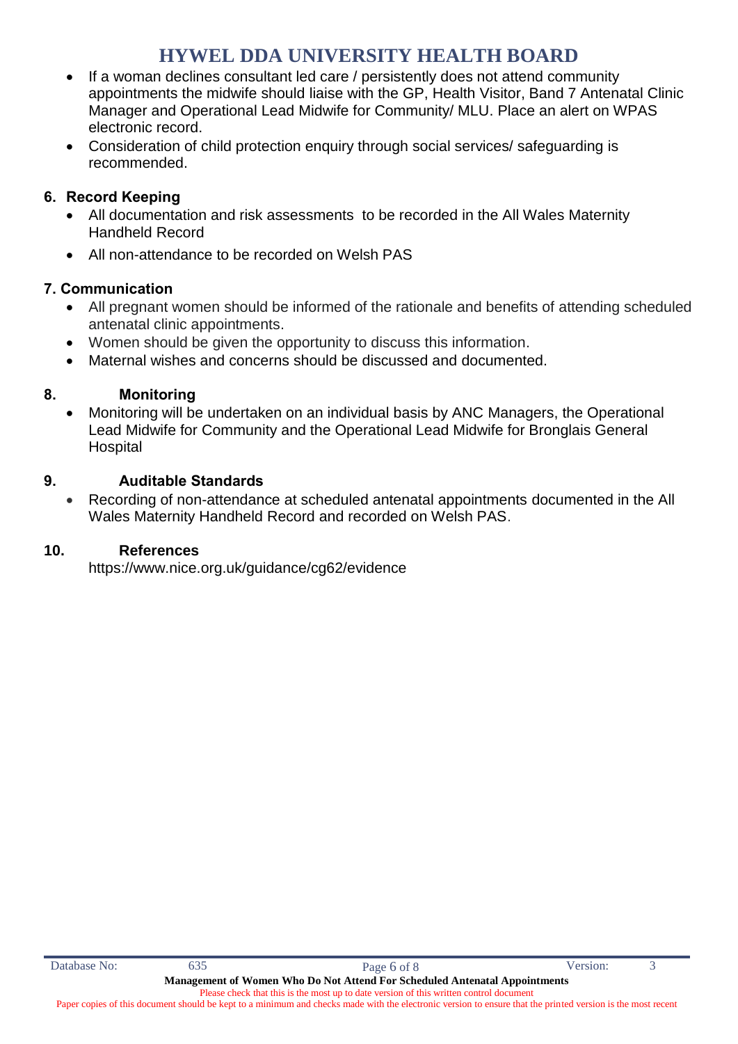- If a woman declines consultant led care / persistently does not attend community appointments the midwife should liaise with the GP, Health Visitor, Band 7 Antenatal Clinic Manager and Operational Lead Midwife for Community/ MLU. Place an alert on WPAS electronic record.
- Consideration of child protection enquiry through social services/ safeguarding is recommended.

## 6. Record Keeping

- All documentation and risk assessments to be recorded in the All Wales Maternity Handheld Record
- All non-attendance to be recorded on Welsh PAS

## 7. Communication

- All pregnant women should be informed of the rationale and benefits of attending scheduled antenatal clinic appointments.
- Women should be given the opportunity to discuss this information.
- Maternal wishes and concerns should be discussed and documented.

## 8. Monitoring

- Monitoring will be undertaken on an individual basis by ANC Managers, the Operational Lead Midwife for Community and the Operational Lead Midwife for Bronglais General Hospital

## 9. Auditable Standards

- Recording of non-attendance at scheduled antenatal appointments documented in the All Wales Maternity Handheld Record and recorded on Welsh PAS.

## 10. References

https://www.nice.org.uk/guidance/cg62/evidence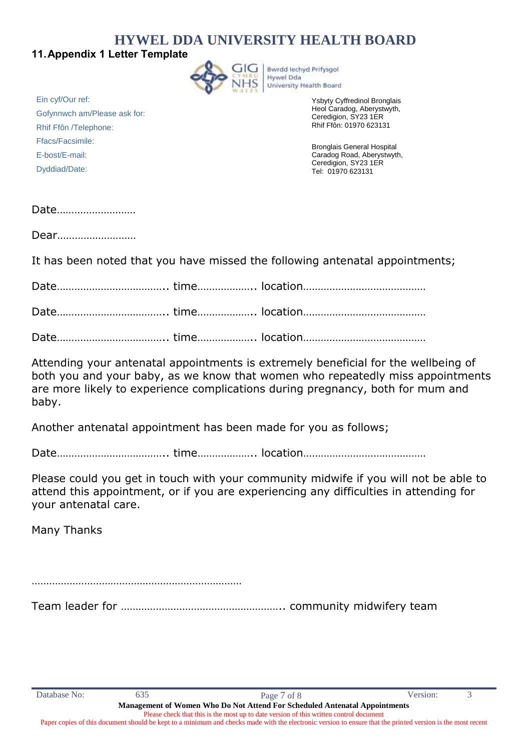## 11. Appendix 1 Letter Template

Bwrdd Iechyd Prifysgol Hywel Dda University Health Board

Ein cyf/Our ref:

Gofynnwch am/Please ask for:

Rhif Ffôn /Telephone:

Ffacs/Facsimile:

E-bost/E-mail:

Dyddiad/Date:

Ysbyty Cyffredinol Bronglais
Heol Caradog, Aberystwyth,
Ceredigion, SY23 1ER
Rhif Ffôn: 01970 623131

Bronglais General Hospital
Caradog Road, Aberystwyth,
Ceredigion, SY23 1ER
Tel: 01970 623131

Date……………………..

Dear……………………..

It has been noted that you have missed the following antenatal appointments;

Date……………………………….. time……………….. location……………………………………

Date……………………………….. time……………….. location……………………………………

Date……………………………….. time……………….. location……………………………………

Attending your antenatal appointments is extremely beneficial for the wellbeing of both you and your baby, as we know that women who repeatedly miss appointments are more likely to experience complications during pregnancy, both for mum and baby.

Another antenatal appointment has been made for you as follows;

Date……………………………….. time……………….. location……………………………………

Please could you get in touch with your community midwife if you will not be able to attend this appointment, or if you are experiencing any difficulties in attending for your antenatal care.

Many Thanks

………………………………………………………………

Team leader for ……………………………………………….. community midwifery team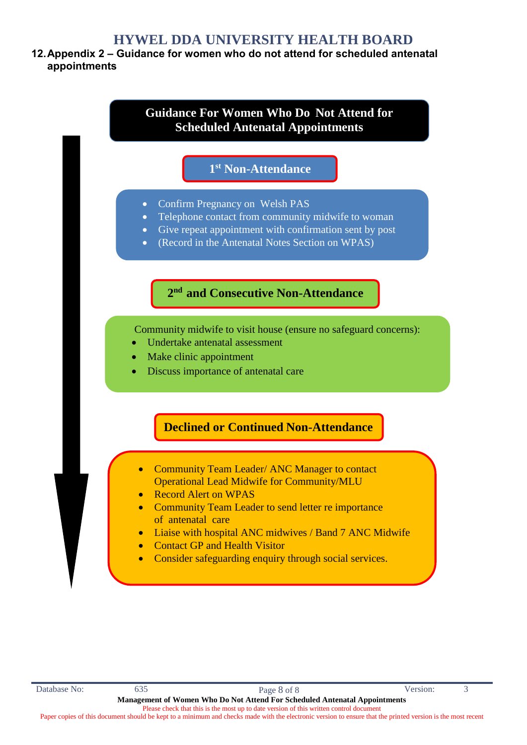## 12. Appendix 2 – Guidance for women who do not attend for scheduled antenatal appointments

**Guidance For Women Who Do Not Attend for Scheduled Antenatal Appointments**

**1st Non-Attendance**

- Confirm Pregnancy on Welsh PAS
- Telephone contact from community midwife to woman
- Give repeat appointment with confirmation sent by post
- (Record in the Antenatal Notes Section on WPAS)

**2nd and Consecutive Non-Attendance**

Community midwife to visit house (ensure no safeguard concerns):

- Undertake antenatal assessment
- Make clinic appointment
- Discuss importance of antenatal care

**Declined or Continued Non-Attendance**

- Community Team Leader/ ANC Manager to contact Operational Lead Midwife for Community/MLU
- Record Alert on WPAS
- Community Team Leader to send letter re importance of antenatal care
- Liaise with hospital ANC midwives / Band 7 ANC Midwife
- Contact GP and Health Visitor
- Consider safeguarding enquiry through social services.